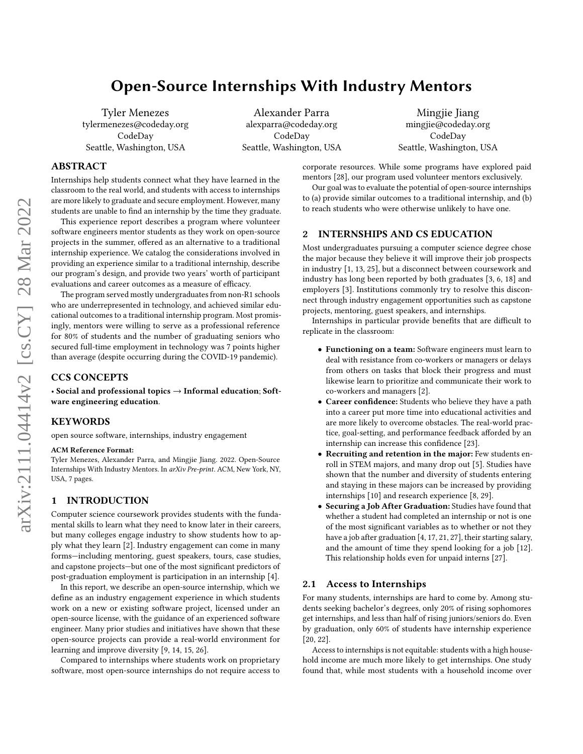# Open-Source Internships With Industry Mentors

Tyler Menezes
tylermenezes@codeday.org
CodeDay
Seattle, Washington, USA

Alexander Parra
alexparra@codeday.org
CodeDay
Seattle, Washington, USA

Mingjie Jiang
mingjie@codeday.org
CodeDay
Seattle, Washington, USA

## ABSTRACT

Internships help students connect what they have learned in the classroom to the real world, and students with access to internships are more likely to graduate and secure employment. However, many students are unable to find an internship by the time they graduate.

This experience report describes a program where volunteer software engineers mentor students as they work on open-source projects in the summer, offered as an alternative to a traditional internship experience. We catalog the considerations involved in providing an experience similar to a traditional internship, describe our program's design, and provide two years' worth of participant evaluations and career outcomes as a measure of efficacy.

The program served mostly undergraduates from non-R1 schools who are underrepresented in technology, and achieved similar educational outcomes to a traditional internship program. Most promisingly, mentors were willing to serve as a professional reference for 80% of students and the number of graduating seniors who secured full-time employment in technology was 7 points higher than average (despite occurring during the COVID-19 pandemic).

## CCS CONCEPTS

• **Social and professional topics → Informal education**; **Software engineering education**.

## KEYWORDS

open source software, internships, industry engagement

**ACM Reference Format:**
Tyler Menezes, Alexander Parra, and Mingjie Jiang. 2022. Open-Source Internships With Industry Mentors. In *arXiv Pre-print*. ACM, New York, NY, USA, 7 pages.

## 1 INTRODUCTION

Computer science coursework provides students with the fundamental skills to learn what they need to know later in their careers, but many colleges engage industry to show students how to apply what they learn [2]. Industry engagement can come in many forms—including mentoring, guest speakers, tours, case studies, and capstone projects—but one of the most significant predictors of post-graduation employment is participation in an internship [4].

In this report, we describe an open-source internship, which we define as an industry engagement experience in which students work on a new or existing software project, licensed under an open-source license, with the guidance of an experienced software engineer. Many prior studies and initiatives have shown that these open-source projects can provide a real-world environment for learning and improve diversity [9, 14, 15, 26].

Compared to internships where students work on proprietary software, most open-source internships do not require access to corporate resources. While some programs have explored paid mentors [28], our program used volunteer mentors exclusively.

Our goal was to evaluate the potential of open-source internships to (a) provide similar outcomes to a traditional internship, and (b) to reach students who were otherwise unlikely to have one.

## 2 INTERNSHIPS AND CS EDUCATION

Most undergraduates pursuing a computer science degree chose the major because they believe it will improve their job prospects in industry [1, 13, 25], but a disconnect between coursework and industry has long been reported by both graduates [3, 6, 18] and employers [3]. Institutions commonly try to resolve this disconnect through industry engagement opportunities such as capstone projects, mentoring, guest speakers, and internships.

Internships in particular provide benefits that are difficult to replicate in the classroom:

- **Functioning on a team:** Software engineers must learn to deal with resistance from co-workers or managers or delays from others on tasks that block their progress and must likewise learn to prioritize and communicate their work to co-workers and managers [2].
- **Career confidence:** Students who believe they have a path into a career put more time into educational activities and are more likely to overcome obstacles. The real-world practice, goal-setting, and performance feedback afforded by an internship can increase this confidence [23].
- **Recruiting and retention in the major:** Few students enroll in STEM majors, and many drop out [5]. Studies have shown that the number and diversity of students entering and staying in these majors can be increased by providing internships [10] and research experience [8, 29].
- **Securing a Job After Graduation:** Studies have found that whether a student had completed an internship or not is one of the most significant variables as to whether or not they have a job after graduation [4, 17, 21, 27], their starting salary, and the amount of time they spend looking for a job [12]. This relationship holds even for unpaid interns [27].

### 2.1 Access to Internships

For many students, internships are hard to come by. Among students seeking bachelor's degrees, only 20% of rising sophomores get internships, and less than half of rising juniors/seniors do. Even by graduation, only 60% of students have internship experience [20, 22].

Access to internships is not equitable: students with a high household income are much more likely to get internships. One study found that, while most students with a household income over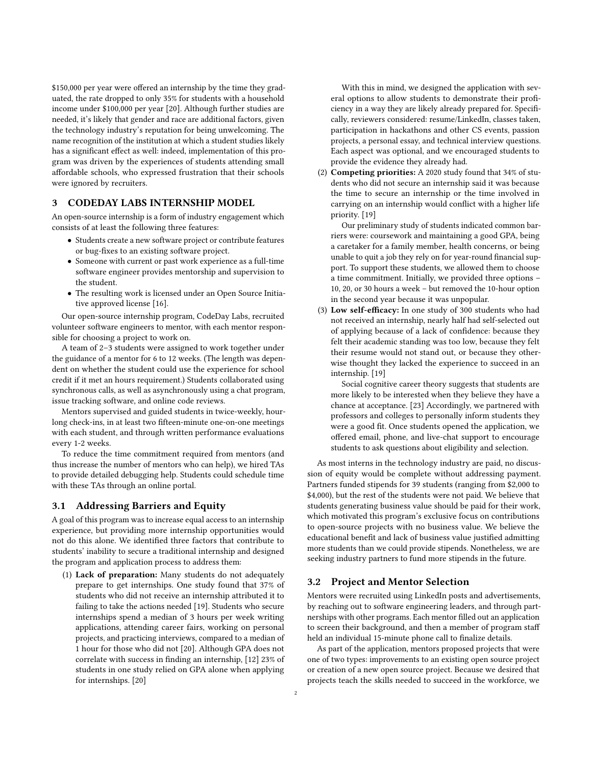$150,000 per year were offered an internship by the time they graduated, the rate dropped to only 35% for students with a household income under $100,000 per year [20]. Although further studies are needed, it's likely that gender and race are additional factors, given the technology industry's reputation for being unwelcoming. The name recognition of the institution at which a student studies likely has a significant effect as well: indeed, implementation of this program was driven by the experiences of students attending small affordable schools, who expressed frustration that their schools were ignored by recruiters.

## 3 CODEDAY LABS INTERNSHIP MODEL

An open-source internship is a form of industry engagement which consists of at least the following three features:

- Students create a new software project or contribute features or bug-fixes to an existing software project.
- Someone with current or past work experience as a full-time software engineer provides mentorship and supervision to the student.
- The resulting work is licensed under an Open Source Initiative approved license [16].

Our open-source internship program, CodeDay Labs, recruited volunteer software engineers to mentor, with each mentor responsible for choosing a project to work on.

A team of 2–3 students were assigned to work together under the guidance of a mentor for 6 to 12 weeks. (The length was dependent on whether the student could use the experience for school credit if it met an hours requirement.) Students collaborated using synchronous calls, as well as asynchronously using a chat program, issue tracking software, and online code reviews.

Mentors supervised and guided students in twice-weekly, hour-long check-ins, in at least two fifteen-minute one-on-one meetings with each student, and through written performance evaluations every 1-2 weeks.

To reduce the time commitment required from mentors (and thus increase the number of mentors who can help), we hired TAs to provide detailed debugging help. Students could schedule time with these TAs through an online portal.

### 3.1 Addressing Barriers and Equity

A goal of this program was to increase equal access to an internship experience, but providing more internship opportunities would not do this alone. We identified three factors that contribute to students' inability to secure a traditional internship and designed the program and application process to address them:

1. **Lack of preparation:** Many students do not adequately prepare to get internships. One study found that 37% of students who did not receive an internship attributed it to failing to take the actions needed [19]. Students who secure internships spend a median of 3 hours per week writing applications, attending career fairs, working on personal projects, and practicing interviews, compared to a median of 1 hour for those who did not [20]. Although GPA does not correlate with success in finding an internship, [12] 23% of students in one study relied on GPA alone when applying for internships. [20]

   With this in mind, we designed the application with several options to allow students to demonstrate their proficiency in a way they are likely already prepared for. Specifically, reviewers considered: resume/LinkedIn, classes taken, participation in hackathons and other CS events, passion projects, a personal essay, and technical interview questions. Each aspect was optional, and we encouraged students to provide the evidence they already had.

2. **Competing priorities:** A 2020 study found that 34% of students who did not secure an internship said it was because the time to secure an internship or the time involved in carrying on an internship would conflict with a higher life priority. [19]

   Our preliminary study of students indicated common barriers were: coursework and maintaining a good GPA, being a caretaker for a family member, health concerns, or being unable to quit a job they rely on for year-round financial support. To support these students, we allowed them to choose a time commitment. Initially, we provided three options – 10, 20, or 30 hours a week – but removed the 10-hour option in the second year because it was unpopular.

3. **Low self-efficacy:** In one study of 300 students who had not received an internship, nearly half had self-selected out of applying because of a lack of confidence: because they felt their academic standing was too low, because they felt their resume would not stand out, or because they otherwise thought they lacked the experience to succeed in an internship. [19]

   Social cognitive career theory suggests that students are more likely to be interested when they believe they have a chance at acceptance. [23] Accordingly, we partnered with professors and colleges to personally inform students they were a good fit. Once students opened the application, we offered email, phone, and live-chat support to encourage students to ask questions about eligibility and selection.

As most interns in the technology industry are paid, no discussion of equity would be complete without addressing payment. Partners funded stipends for 39 students (ranging from $2,000 to $4,000), but the rest of the students were not paid. We believe that students generating business value should be paid for their work, which motivated this program's exclusive focus on contributions to open-source projects with no business value. We believe the educational benefit and lack of business value justified admitting more students than we could provide stipends. Nonetheless, we are seeking industry partners to fund more stipends in the future.

### 3.2 Project and Mentor Selection

Mentors were recruited using LinkedIn posts and advertisements, by reaching out to software engineering leaders, and through partnerships with other programs. Each mentor filled out an application to screen their background, and then a member of program staff held an individual 15-minute phone call to finalize details.

As part of the application, mentors proposed projects that were one of two types: improvements to an existing open source project or creation of a new open source project. Because we desired that projects teach the skills needed to succeed in the workforce, we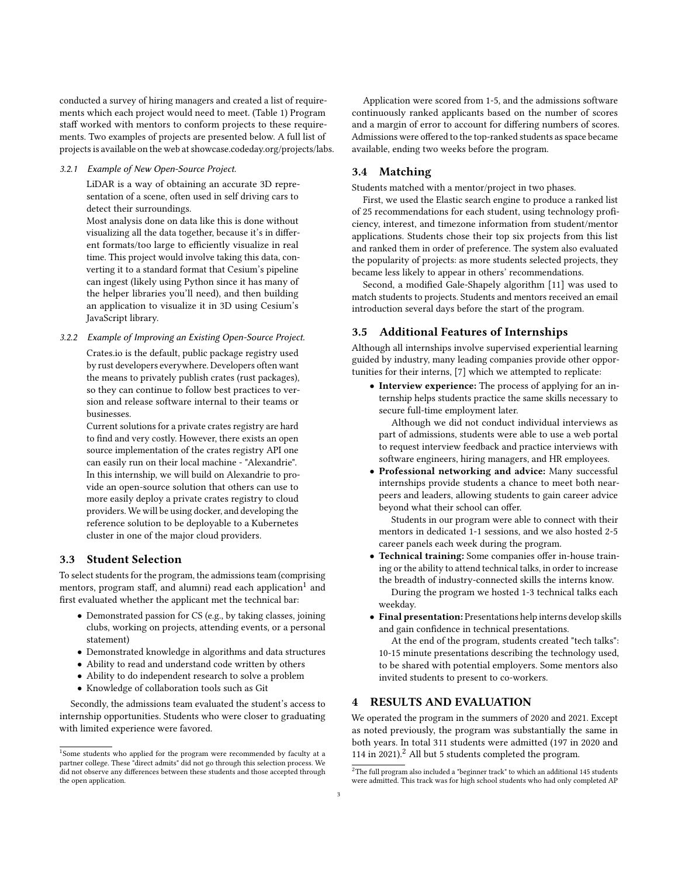conducted a survey of hiring managers and created a list of requirements which each project would need to meet. (Table 1) Program staff worked with mentors to conform projects to these requirements. Two examples of projects are presented below. A full list of projects is available on the web at showcase.codeday.org/projects/labs.

#### 3.2.1 Example of New Open-Source Project.

> LiDAR is a way of obtaining an accurate 3D representation of a scene, often used in self driving cars to detect their surroundings.
>
> Most analysis done on data like this is done without visualizing all the data together, because it's in different formats/too large to efficiently visualize in real time. This project would involve taking this data, converting it to a standard format that Cesium's pipeline can ingest (likely using Python since it has many of the helper libraries you'll need), and then building an application to visualize it in 3D using Cesium's JavaScript library.

#### 3.2.2 Example of Improving an Existing Open-Source Project.

> Crates.io is the default, public package registry used by rust developers everywhere. Developers often want the means to privately publish crates (rust packages), so they can continue to follow best practices to version and release software internal to their teams or businesses.
>
> Current solutions for a private crates registry are hard to find and very costly. However, there exists an open source implementation of the crates registry API one can easily run on their local machine - "Alexandrie". In this internship, we will build on Alexandrie to provide an open-source solution that others can use to more easily deploy a private crates registry to cloud providers. We will be using docker, and developing the reference solution to be deployable to a Kubernetes cluster in one of the major cloud providers.

### 3.3 Student Selection

To select students for the program, the admissions team (comprising mentors, program staff, and alumni) read each application[1] and first evaluated whether the applicant met the technical bar:

- Demonstrated passion for CS (e.g., by taking classes, joining clubs, working on projects, attending events, or a personal statement)
- Demonstrated knowledge in algorithms and data structures
- Ability to read and understand code written by others
- Ability to do independent research to solve a problem
- Knowledge of collaboration tools such as Git

Secondly, the admissions team evaluated the student's access to internship opportunities. Students who were closer to graduating with limited experience were favored.

Application were scored from 1-5, and the admissions software continuously ranked applicants based on the number of scores and a margin of error to account for differing numbers of scores. Admissions were offered to the top-ranked students as space became available, ending two weeks before the program.

### 3.4 Matching

Students matched with a mentor/project in two phases.

First, we used the Elastic search engine to produce a ranked list of 25 recommendations for each student, using technology proficiency, interest, and timezone information from student/mentor applications. Students chose their top six projects from this list and ranked them in order of preference. The system also evaluated the popularity of projects: as more students selected projects, they became less likely to appear in others' recommendations.

Second, a modified Gale-Shapely algorithm [11] was used to match students to projects. Students and mentors received an email introduction several days before the start of the program.

### 3.5 Additional Features of Internships

Although all internships involve supervised experiential learning guided by industry, many leading companies provide other opportunities for their interns, [7] which we attempted to replicate:

- **Interview experience:** The process of applying for an internship helps students practice the same skills necessary to secure full-time employment later.

  Although we did not conduct individual interviews as part of admissions, students were able to use a web portal to request interview feedback and practice interviews with software engineers, hiring managers, and HR employees.
- **Professional networking and advice:** Many successful internships provide students a chance to meet both near-peers and leaders, allowing students to gain career advice beyond what their school can offer.

  Students in our program were able to connect with their mentors in dedicated 1-1 sessions, and we also hosted 2-5 career panels each week during the program.
- **Technical training:** Some companies offer in-house training or the ability to attend technical talks, in order to increase the breadth of industry-connected skills the interns know.

  During the program we hosted 1-3 technical talks each weekday.
- **Final presentation:** Presentations help interns develop skills and gain confidence in technical presentations.

  At the end of the program, students created "tech talks": 10-15 minute presentations describing the technology used, to be shared with potential employers. Some mentors also invited students to present to co-workers.

## 4 RESULTS AND EVALUATION

We operated the program in the summers of 2020 and 2021. Except as noted previously, the program was substantially the same in both years. In total 311 students were admitted (197 in 2020 and 114 in 2021).[2] All but 5 students completed the program.

---

[1] Some students who applied for the program were recommended by faculty at a partner college. These "direct admits" did not go through this selection process. We did not observe any differences between these students and those accepted through the open application.

[2] The full program also included a "beginner track" to which an additional 145 students were admitted. This track was for high school students who had only completed AP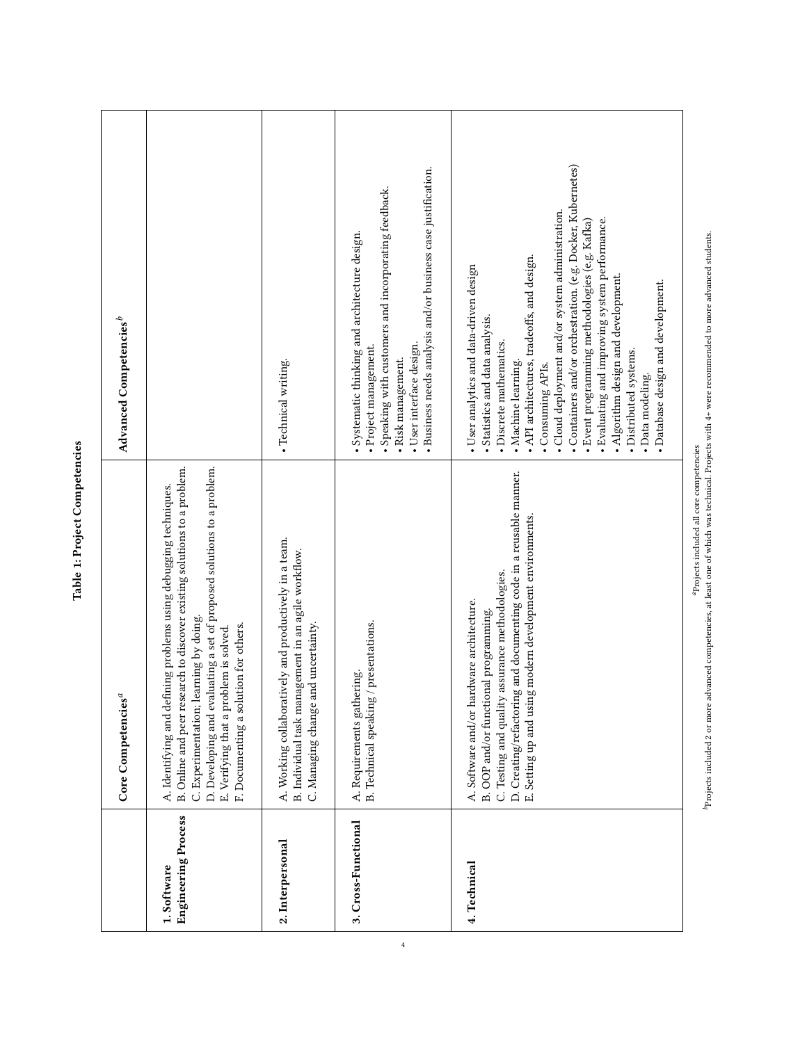**Table 1: Project Competencies**

| | Core Competencies[a] | Advanced Competencies[b] |
|---|---|---|
| **1. Software Engineering Process** | A. Identifying and defining problems using debugging techniques.<br>B. Online and peer research to discover existing solutions to a problem.<br>C. Experimentation; learning by doing.<br>D. Developing and evaluating a set of proposed solutions to a problem.<br>E. Verifying that a problem is solved.<br>F. Documenting a solution for others. | |
| **2. Interpersonal** | A. Working collaboratively and productively in a team.<br>B. Individual task management in an agile workflow.<br>C. Managing change and uncertainty. | • Technical writing. |
| **3. Cross-Functional** | A. Requirements gathering.<br>B. Technical speaking / presentations. | • Systematic thinking and architecture design.<br>• Project management.<br>• Speaking with customers and incorporating feedback.<br>• Risk management.<br>• User interface design.<br>• Business needs analysis and/or business case justification. |
| **4. Technical** | A. Software and/or hardware architecture.<br>B. OOP and/or functional programming.<br>C. Testing and quality assurance methodologies.<br>D. Creating/refactoring and documenting code in a reusable manner.<br>E. Setting up and using modern development environments. | • User analytics and data-driven design<br>• Statistics and data analysis.<br>• Discrete mathematics.<br>• Machine learning.<br>• API architectures, tradeoffs, and design.<br>• Consuming APIs.<br>• Cloud deployment and/or system administration.<br>• Containers and/or orchestration. (e.g. Docker, Kubernetes)<br>• Event programming methodologies (e.g. Kafka)<br>• Evaluating and improving system performance.<br>• Algorithm design and development.<br>• Distributed systems.<br>• Data modeling.<br>• Database design and development. |

[a] Projects included all core competencies

[b] Projects included 2 or more advanced competencies, at least one of which was technical. Projects with 4+ were recommended to more advanced students.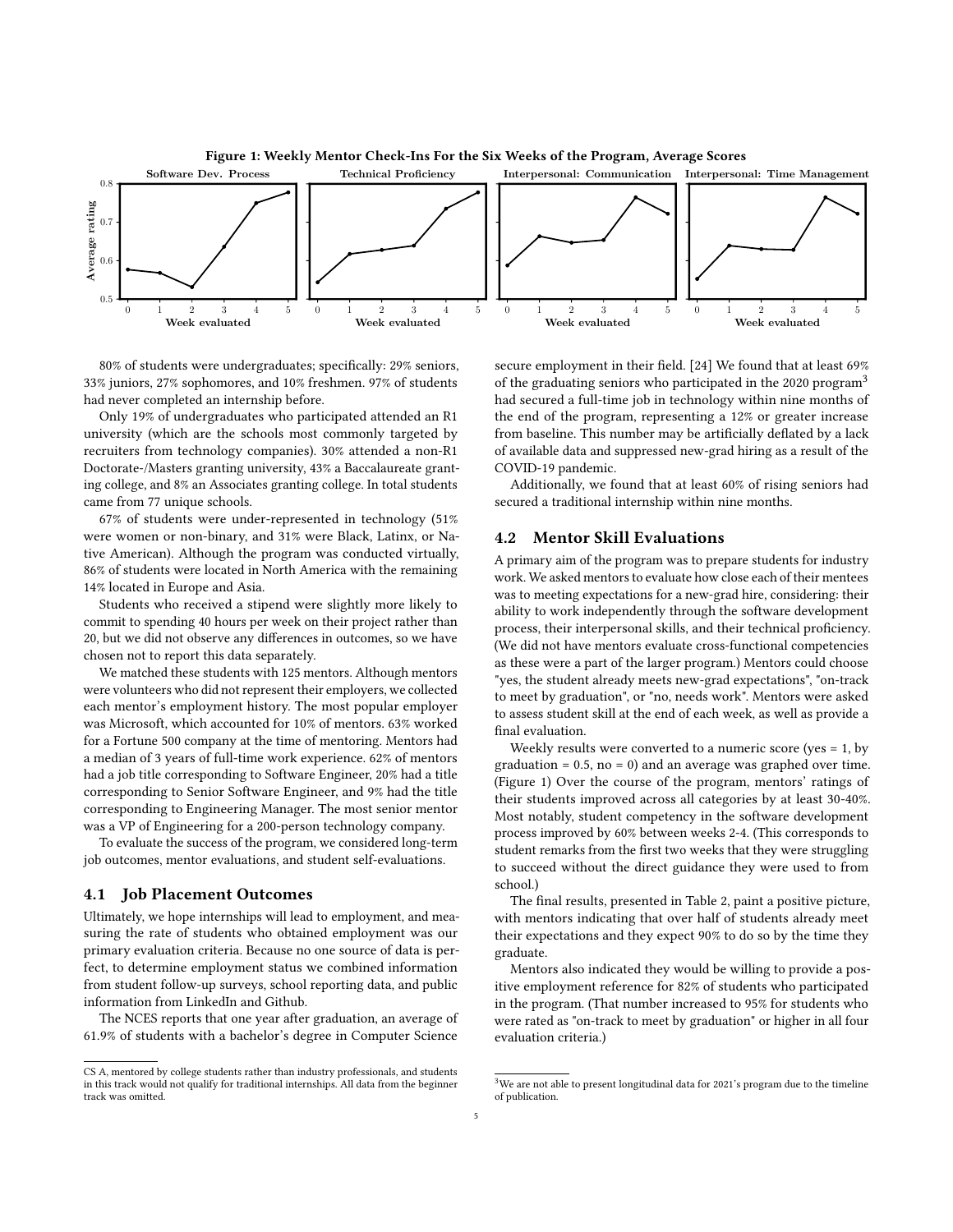Figure 1: Weekly Mentor Check-Ins For the Six Weeks of the Program, Average Scores

80% of students were undergraduates; specifically: 29% seniors, 33% juniors, 27% sophomores, and 10% freshmen. 97% of students had never completed an internship before.

Only 19% of undergraduates who participated attended an R1 university (which are the schools most commonly targeted by recruiters from technology companies). 30% attended a non-R1 Doctorate-/Masters granting university, 43% a Baccalaureate granting college, and 8% an Associates granting college. In total students came from 77 unique schools.

67% of students were under-represented in technology (51% were women or non-binary, and 31% were Black, Latinx, or Native American). Although the program was conducted virtually, 86% of students were located in North America with the remaining 14% located in Europe and Asia.

Students who received a stipend were slightly more likely to commit to spending 40 hours per week on their project rather than 20, but we did not observe any differences in outcomes, so we have chosen not to report this data separately.

We matched these students with 125 mentors. Although mentors were volunteers who did not represent their employers, we collected each mentor's employment history. The most popular employer was Microsoft, which accounted for 10% of mentors. 63% worked for a Fortune 500 company at the time of mentoring. Mentors had a median of 3 years of full-time work experience. 62% of mentors had a job title corresponding to Software Engineer, 20% had a title corresponding to Senior Software Engineer, and 9% had the title corresponding to Engineering Manager. The most senior mentor was a VP of Engineering for a 200-person technology company.

To evaluate the success of the program, we considered long-term job outcomes, mentor evaluations, and student self-evaluations.

### 4.1 Job Placement Outcomes

Ultimately, we hope internships will lead to employment, and measuring the rate of students who obtained employment was our primary evaluation criteria. Because no one source of data is perfect, to determine employment status we combined information from student follow-up surveys, school reporting data, and public information from LinkedIn and Github.

The NCES reports that one year after graduation, an average of 61.9% of students with a bachelor's degree in Computer Science secure employment in their field. [24] We found that at least 69% of the graduating seniors who participated in the 2020 program[3] had secured a full-time job in technology within nine months of the end of the program, representing a 12% or greater increase from baseline. This number may be artificially deflated by a lack of available data and suppressed new-grad hiring as a result of the COVID-19 pandemic.

Additionally, we found that at least 60% of rising seniors had secured a traditional internship within nine months.

### 4.2 Mentor Skill Evaluations

A primary aim of the program was to prepare students for industry work. We asked mentors to evaluate how close each of their mentees was to meeting expectations for a new-grad hire, considering: their ability to work independently through the software development process, their interpersonal skills, and their technical proficiency. (We did not have mentors evaluate cross-functional competencies as these were a part of the larger program.) Mentors could choose "yes, the student already meets new-grad expectations", "on-track to meet by graduation", or "no, needs work". Mentors were asked to assess student skill at the end of each week, as well as provide a final evaluation.

Weekly results were converted to a numeric score (yes = 1, by graduation = 0.5, no = 0) and an average was graphed over time. (Figure 1) Over the course of the program, mentors' ratings of their students improved across all categories by at least 30-40%. Most notably, student competency in the software development process improved by 60% between weeks 2-4. (This corresponds to student remarks from the first two weeks that they were struggling to succeed without the direct guidance they were used to from school.)

The final results, presented in Table 2, paint a positive picture, with mentors indicating that over half of students already meet their expectations and they expect 90% to do so by the time they graduate.

Mentors also indicated they would be willing to provide a positive employment reference for 82% of students who participated in the program. (That number increased to 95% for students who were rated as "on-track to meet by graduation" or higher in all four evaluation criteria.)

---

CS A, mentored by college students rather than industry professionals, and students in this track would not qualify for traditional internships. All data from the beginner track was omitted.

[3] We are not able to present longitudinal data for 2021's program due to the timeline of publication.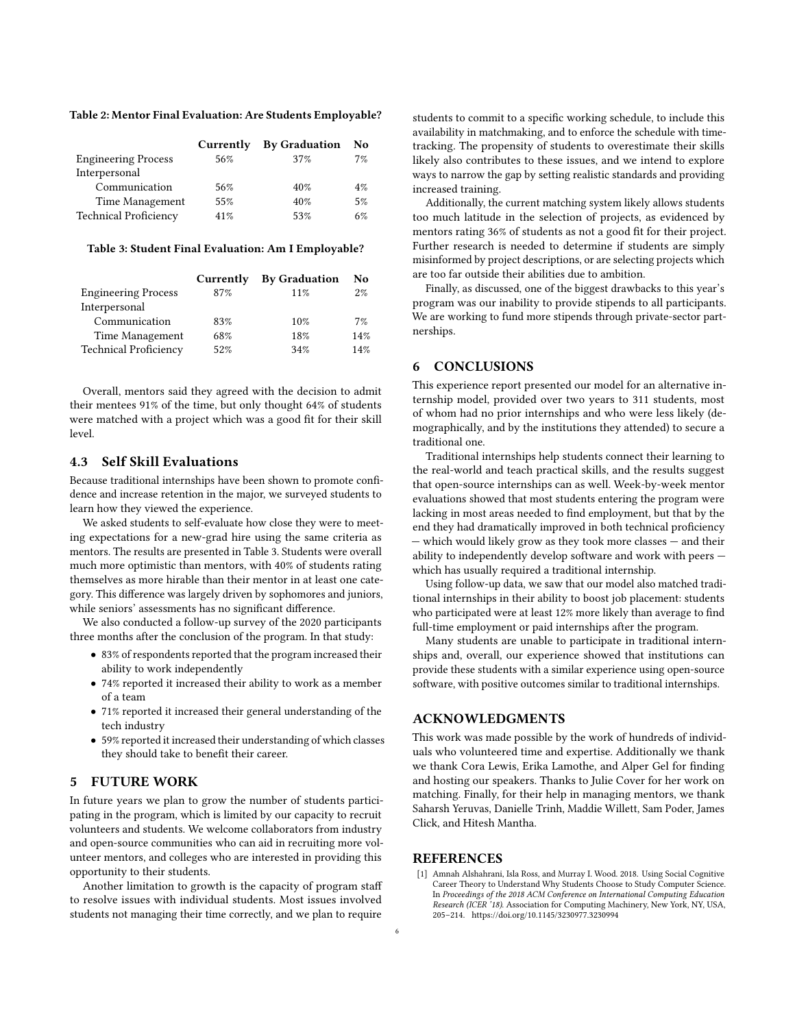**Table 2: Mentor Final Evaluation: Are Students Employable?**

| | Currently | By Graduation | No |
|---|---|---|---|
| Engineering Process | 56% | 37% | 7% |
| Interpersonal | | | |
| Communication | 56% | 40% | 4% |
| Time Management | 55% | 40% | 5% |
| Technical Proficiency | 41% | 53% | 6% |

**Table 3: Student Final Evaluation: Am I Employable?**

| | Currently | By Graduation | No |
|---|---|---|---|
| Engineering Process | 87% | 11% | 2% |
| Interpersonal | | | |
| Communication | 83% | 10% | 7% |
| Time Management | 68% | 18% | 14% |
| Technical Proficiency | 52% | 34% | 14% |

Overall, mentors said they agreed with the decision to admit their mentees 91% of the time, but only thought 64% of students were matched with a project which was a good fit for their skill level.

### 4.3 Self Skill Evaluations

Because traditional internships have been shown to promote confidence and increase retention in the major, we surveyed students to learn how they viewed the experience.

We asked students to self-evaluate how close they were to meeting expectations for a new-grad hire using the same criteria as mentors. The results are presented in Table 3. Students were overall much more optimistic than mentors, with 40% of students rating themselves as more hirable than their mentor in at least one category. This difference was largely driven by sophomores and juniors, while seniors' assessments has no significant difference.

We also conducted a follow-up survey of the 2020 participants three months after the conclusion of the program. In that study:

- 83% of respondents reported that the program increased their ability to work independently
- 74% reported it increased their ability to work as a member of a team
- 71% reported it increased their general understanding of the tech industry
- 59% reported it increased their understanding of which classes they should take to benefit their career.

## 5 FUTURE WORK

In future years we plan to grow the number of students participating in the program, which is limited by our capacity to recruit volunteers and students. We welcome collaborators from industry and open-source communities who can aid in recruiting more volunteer mentors, and colleges who are interested in providing this opportunity to their students.

Another limitation to growth is the capacity of program staff to resolve issues with individual students. Most issues involved students not managing their time correctly, and we plan to require students to commit to a specific working schedule, to include this availability in matchmaking, and to enforce the schedule with time-tracking. The propensity of students to overestimate their skills likely also contributes to these issues, and we intend to explore ways to narrow the gap by setting realistic standards and providing increased training.

Additionally, the current matching system likely allows students too much latitude in the selection of projects, as evidenced by mentors rating 36% of students as not a good fit for their project. Further research is needed to determine if students are simply misinformed by project descriptions, or are selecting projects which are too far outside their abilities due to ambition.

Finally, as discussed, one of the biggest drawbacks to this year's program was our inability to provide stipends to all participants. We are working to fund more stipends through private-sector partnerships.

## 6 CONCLUSIONS

This experience report presented our model for an alternative internship model, provided over two years to 311 students, most of whom had no prior internships and who were less likely (demographically, and by the institutions they attended) to secure a traditional one.

Traditional internships help students connect their learning to the real-world and teach practical skills, and the results suggest that open-source internships can as well. Week-by-week mentor evaluations showed that most students entering the program were lacking in most areas needed to find employment, but that by the end they had dramatically improved in both technical proficiency — which would likely grow as they took more classes — and their ability to independently develop software and work with peers — which has usually required a traditional internship.

Using follow-up data, we saw that our model also matched traditional internships in their ability to boost job placement: students who participated were at least 12% more likely than average to find full-time employment or paid internships after the program.

Many students are unable to participate in traditional internships and, overall, our experience showed that institutions can provide these students with a similar experience using open-source software, with positive outcomes similar to traditional internships.

## ACKNOWLEDGMENTS

This work was made possible by the work of hundreds of individuals who volunteered time and expertise. Additionally we thank we thank Cora Lewis, Erika Lamothe, and Alper Gel for finding and hosting our speakers. Thanks to Julie Cover for her work on matching. Finally, for their help in managing mentors, we thank Saharsh Yeruvas, Danielle Trinh, Maddie Willett, Sam Poder, James Click, and Hitesh Mantha.

## REFERENCES

[1] Amnah Alshahrani, Isla Ross, and Murray I. Wood. 2018. Using Social Cognitive Career Theory to Understand Why Students Choose to Study Computer Science. In *Proceedings of the 2018 ACM Conference on International Computing Education Research (ICER '18)*. Association for Computing Machinery, New York, NY, USA, 205–214. https://doi.org/10.1145/3230977.3230994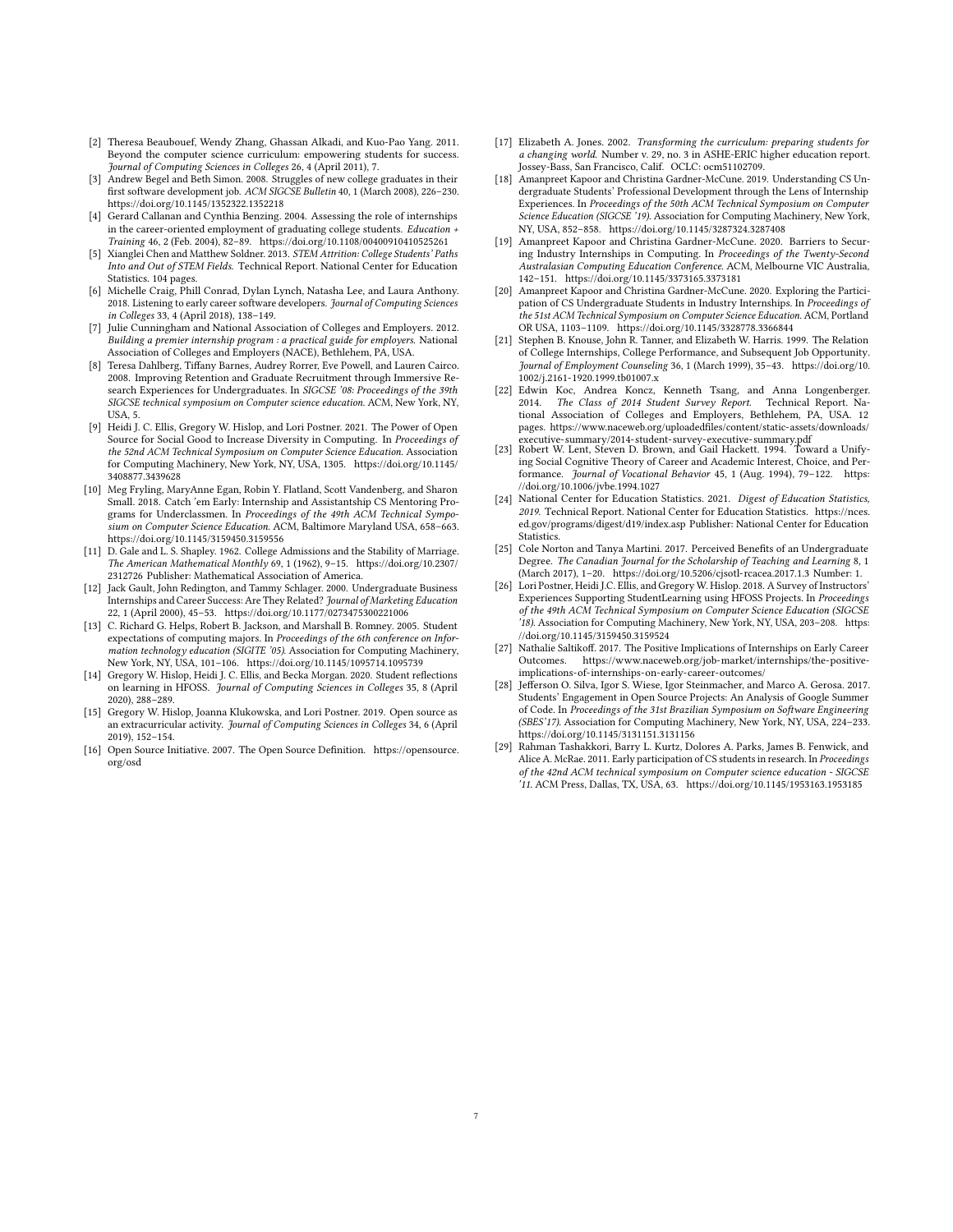- [2] Theresa Beaubouef, Wendy Zhang, Ghassan Alkadi, and Kuo-Pao Yang. 2011. Beyond the computer science curriculum: empowering students for success. *Journal of Computing Sciences in Colleges* 26, 4 (April 2011), 7.
- [3] Andrew Begel and Beth Simon. 2008. Struggles of new college graduates in their first software development job. *ACM SIGCSE Bulletin* 40, 1 (March 2008), 226–230. https://doi.org/10.1145/1352322.1352218
- [4] Gerard Callanan and Cynthia Benzing. 2004. Assessing the role of internships in the career-oriented employment of graduating college students. *Education + Training* 46, 2 (Feb. 2004), 82–89. https://doi.org/10.1108/00400910410525261
- [5] Xianglei Chen and Matthew Soldner. 2013. *STEM Attrition: College Students' Paths Into and Out of STEM Fields.* Technical Report. National Center for Education Statistics. 104 pages.
- [6] Michelle Craig, Phill Conrad, Dylan Lynch, Natasha Lee, and Laura Anthony. 2018. Listening to early career software developers. *Journal of Computing Sciences in Colleges* 33, 4 (April 2018), 138–149.
- [7] Julie Cunningham and National Association of Colleges and Employers. 2012. *Building a premier internship program : a practical guide for employers.* National Association of Colleges and Employers (NACE), Bethlehem, PA, USA.
- [8] Teresa Dahlberg, Tiffany Barnes, Audrey Rorrer, Eve Powell, and Lauren Cairco. 2008. Improving Retention and Graduate Recruitment through Immersive Research Experiences for Undergraduates. In *SIGCSE '08: Proceedings of the 39th SIGCSE technical symposium on Computer science education.* ACM, New York, NY, USA, 5.
- [9] Heidi J. C. Ellis, Gregory W. Hislop, and Lori Postner. 2021. The Power of Open Source for Social Good to Increase Diversity in Computing. In *Proceedings of the 52nd ACM Technical Symposium on Computer Science Education.* Association for Computing Machinery, New York, NY, USA, 1305. https://doi.org/10.1145/3408877.3439628
- [10] Meg Fryling, MaryAnne Egan, Robin Y. Flatland, Scott Vandenberg, and Sharon Small. 2018. Catch 'em Early: Internship and Assistantship CS Mentoring Programs for Underclassmen. In *Proceedings of the 49th ACM Technical Symposium on Computer Science Education.* ACM, Baltimore Maryland USA, 658–663. https://doi.org/10.1145/3159450.3159556
- [11] D. Gale and L. S. Shapley. 1962. College Admissions and the Stability of Marriage. *The American Mathematical Monthly* 69, 1 (1962), 9–15. https://doi.org/10.2307/2312726 Publisher: Mathematical Association of America.
- [12] Jack Gault, John Redington, and Tammy Schlager. 2000. Undergraduate Business Internships and Career Success: Are They Related? *Journal of Marketing Education* 22, 1 (April 2000), 45–53. https://doi.org/10.1177/0273475300221006
- [13] C. Richard G. Helps, Robert B. Jackson, and Marshall B. Romney. 2005. Student expectations of computing majors. In *Proceedings of the 6th conference on Information technology education (SIGITE '05).* Association for Computing Machinery, New York, NY, USA, 101–106. https://doi.org/10.1145/1095714.1095739
- [14] Gregory W. Hislop, Heidi J. C. Ellis, and Becka Morgan. 2020. Student reflections on learning in HFOSS. *Journal of Computing Sciences in Colleges* 35, 8 (April 2020), 288–289.
- [15] Gregory W. Hislop, Joanna Klukowska, and Lori Postner. 2019. Open source as an extracurricular activity. *Journal of Computing Sciences in Colleges* 34, 6 (April 2019), 152–154.
- [16] Open Source Initiative. 2007. The Open Source Definition. https://opensource.org/osd
- [17] Elizabeth A. Jones. 2002. *Transforming the curriculum: preparing students for a changing world.* Number v. 29, no. 3 in ASHE-ERIC higher education report. Jossey-Bass, San Francisco, Calif. OCLC: ocm51102709.
- [18] Amanpreet Kapoor and Christina Gardner-McCune. 2019. Understanding CS Undergraduate Students' Professional Development through the Lens of Internship Experiences. In *Proceedings of the 50th ACM Technical Symposium on Computer Science Education (SIGCSE '19).* Association for Computing Machinery, New York, NY, USA, 852–858. https://doi.org/10.1145/3287324.3287408
- [19] Amanpreet Kapoor and Christina Gardner-McCune. 2020. Barriers to Securing Industry Internships in Computing. In *Proceedings of the Twenty-Second Australasian Computing Education Conference.* ACM, Melbourne VIC Australia, 142–151. https://doi.org/10.1145/3373165.3373181
- [20] Amanpreet Kapoor and Christina Gardner-McCune. 2020. Exploring the Participation of CS Undergraduate Students in Industry Internships. In *Proceedings of the 51st ACM Technical Symposium on Computer Science Education.* ACM, Portland OR USA, 1103–1109. https://doi.org/10.1145/3328778.3366844
- [21] Stephen B. Knouse, John R. Tanner, and Elizabeth W. Harris. 1999. The Relation of College Internships, College Performance, and Subsequent Job Opportunity. *Journal of Employment Counseling* 36, 1 (March 1999), 35–43. https://doi.org/10.1002/j.2161-1920.1999.tb01007.x
- [22] Edwin Koc, Andrea Koncz, Kenneth Tsang, and Anna Longenberger. 2014. *The Class of 2014 Student Survey Report.* Technical Report. National Association of Colleges and Employers, Bethlehem, PA, USA. 12 pages. https://www.naceweb.org/uploadedfiles/content/static-assets/downloads/executive-summary/2014-student-survey-executive-summary.pdf
- [23] Robert W. Lent, Steven D. Brown, and Gail Hackett. 1994. Toward a Unifying Social Cognitive Theory of Career and Academic Interest, Choice, and Performance. *Journal of Vocational Behavior* 45, 1 (Aug. 1994), 79–122. https://doi.org/10.1006/jvbe.1994.1027
- [24] National Center for Education Statistics. 2021. *Digest of Education Statistics, 2019.* Technical Report. National Center for Education Statistics. https://nces.ed.gov/programs/digest/d19/index.asp Publisher: National Center for Education Statistics.
- [25] Cole Norton and Tanya Martini. 2017. Perceived Benefits of an Undergraduate Degree. *The Canadian Journal for the Scholarship of Teaching and Learning* 8, 1 (March 2017), 1–20. https://doi.org/10.5206/cjsotl-rcacea.2017.1.3 Number: 1.
- [26] Lori Postner, Heidi J.C. Ellis, and Gregory W. Hislop. 2018. A Survey of Instructors' Experiences Supporting StudentLearning using HFOSS Projects. In *Proceedings of the 49th ACM Technical Symposium on Computer Science Education (SIGCSE '18).* Association for Computing Machinery, New York, NY, USA, 203–208. https://doi.org/10.1145/3159450.3159524
- [27] Nathalie Saltikoff. 2017. The Positive Implications of Internships on Early Career Outcomes. https://www.naceweb.org/job-market/internships/the-positive-implications-of-internships-on-early-career-outcomes/
- [28] Jefferson O. Silva, Igor S. Wiese, Igor Steinmacher, and Marco A. Gerosa. 2017. Students' Engagement in Open Source Projects: An Analysis of Google Summer of Code. In *Proceedings of the 31st Brazilian Symposium on Software Engineering (SBES'17).* Association for Computing Machinery, New York, NY, USA, 224–233. https://doi.org/10.1145/3131151.3131156
- [29] Rahman Tashakkori, Barry L. Kurtz, Dolores A. Parks, James B. Fenwick, and Alice A. McRae. 2011. Early participation of CS students in research. In *Proceedings of the 42nd ACM technical symposium on Computer science education - SIGCSE '11.* ACM Press, Dallas, TX, USA, 63. https://doi.org/10.1145/1953163.1953185